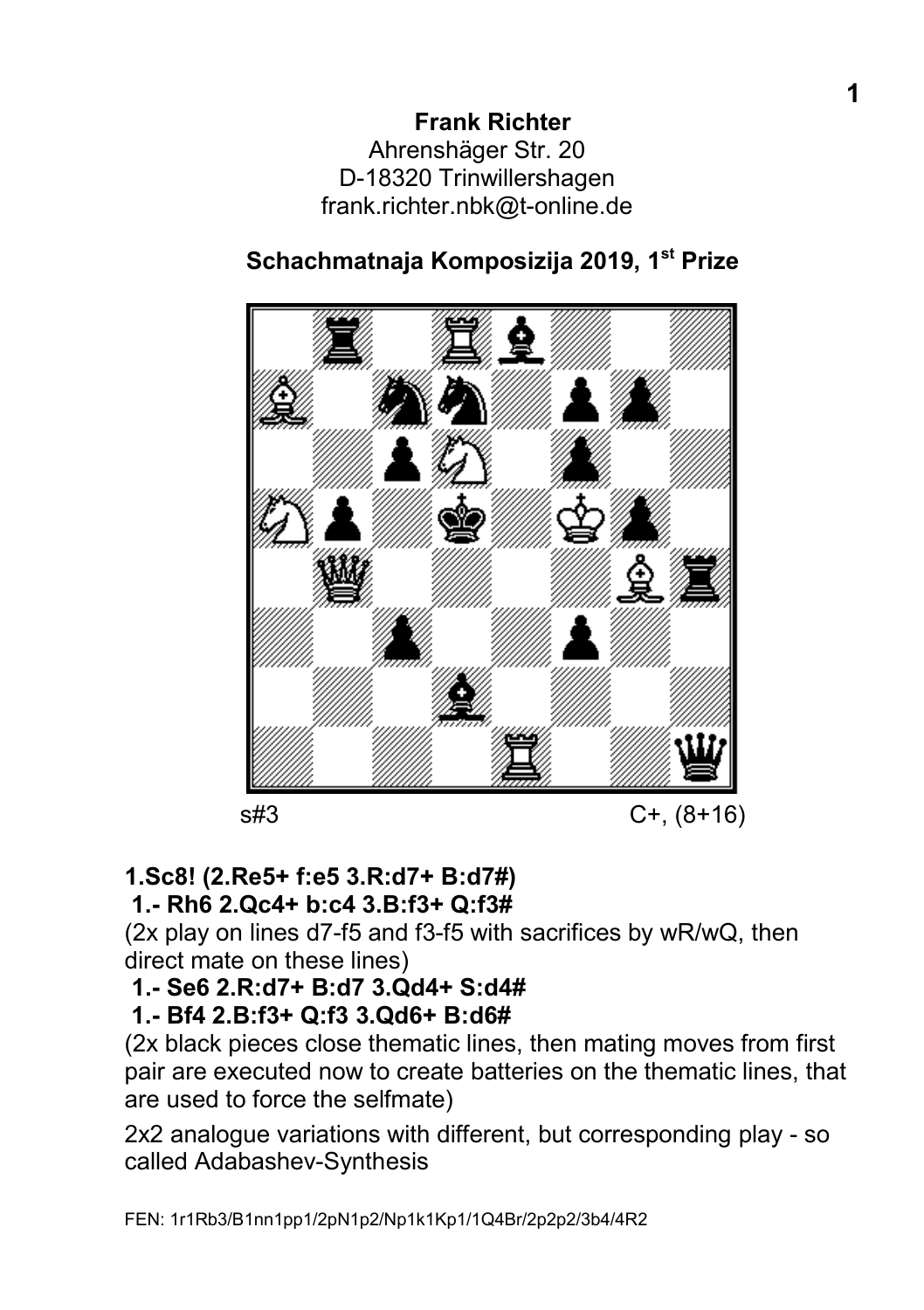**Frank Richter**
Ahrenshäger Str. 20
D-18320 Trinwillershagen
frank.richter.nbk@t-online.de

## Schachmatnaja Komposizija 2019, 1st Prize

s#3 C+, (8+16)

**1.Sc8! (2.Re5+ f:e5 3.R:d7+ B:d7#)**

**1.- Rh6 2.Qc4+ b:c4 3.B:f3+ Q:f3#**

(2x play on lines d7-f5 and f3-f5 with sacrifices by wR/wQ, then direct mate on these lines)

**1.- Se6 2.R:d7+ B:d7 3.Qd4+ S:d4#**

**1.- Bf4 2.B:f3+ Q:f3 3.Qd6+ B:d6#**

(2x black pieces close thematic lines, then mating moves from first pair are executed now to create batteries on the thematic lines, that are used to force the selfmate)

2x2 analogue variations with different, but corresponding play - so called Adabashev-Synthesis

FEN: 1r1Rb3/B1nn1pp1/2pN1p2/Np1k1Kp1/1Q4Br/2p2p2/3b4/4R2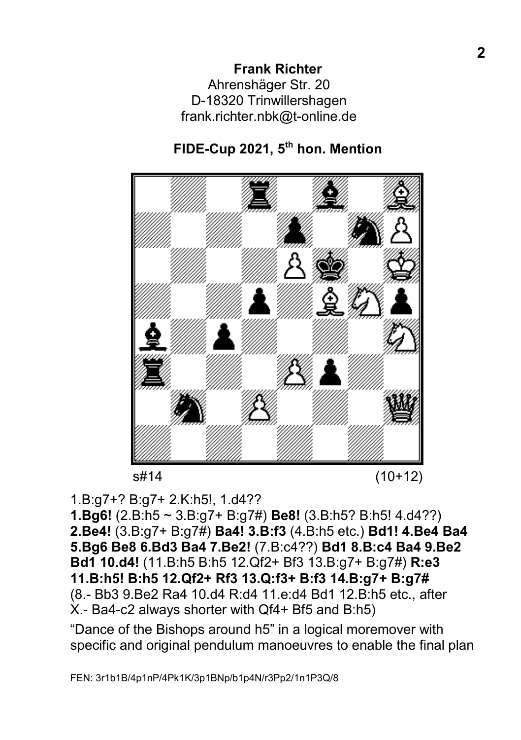**Frank Richter**
Ahrenshäger Str. 20
D-18320 Trinwillershagen
frank.richter.nbk@t-online.de

**FIDE-Cup 2021, 5th hon. Mention**

s#14 (10+12)

1.B:g7+? B:g7+ 2.K:h5!, 1.d4??
**1.Bg6!** (2.B:h5 ~ 3.B:g7+ B:g7#) **Be8!** (3.B:h5? B:h5! 4.d4??) **2.Be4!** (3.B:g7+ B:g7#) **Ba4! 3.B:f3** (4.B:h5 etc.) **Bd1! 4.Be4 Ba4 5.Bg6 Be8 6.Bd3 Ba4 7.Be2!** (7.B:c4??) **Bd1 8.B:c4 Ba4 9.Be2 Bd1 10.d4!** (11.B:h5 B:h5 12.Qf2+ Bf3 13.B:g7+ B:g7#) **R:e3 11.B:h5! B:h5 12.Qf2+ Rf3 13.Q:f3+ B:f3 14.B:g7+ B:g7#** (8.- Bb3 9.Be2 Ra4 10.d4 R:d4 11.e:d4 Bd1 12.B:h5 etc., after X.- Ba4-c2 always shorter with Qf4+ Bf5 and B:h5)

"Dance of the Bishops around h5" in a logical moremover with specific and original pendulum manoeuvres to enable the final plan

FEN: 3r1b1B/4p1nP/4Pk1K/3p1BNp/b1p4N/r3Pp2/1n1P3Q/8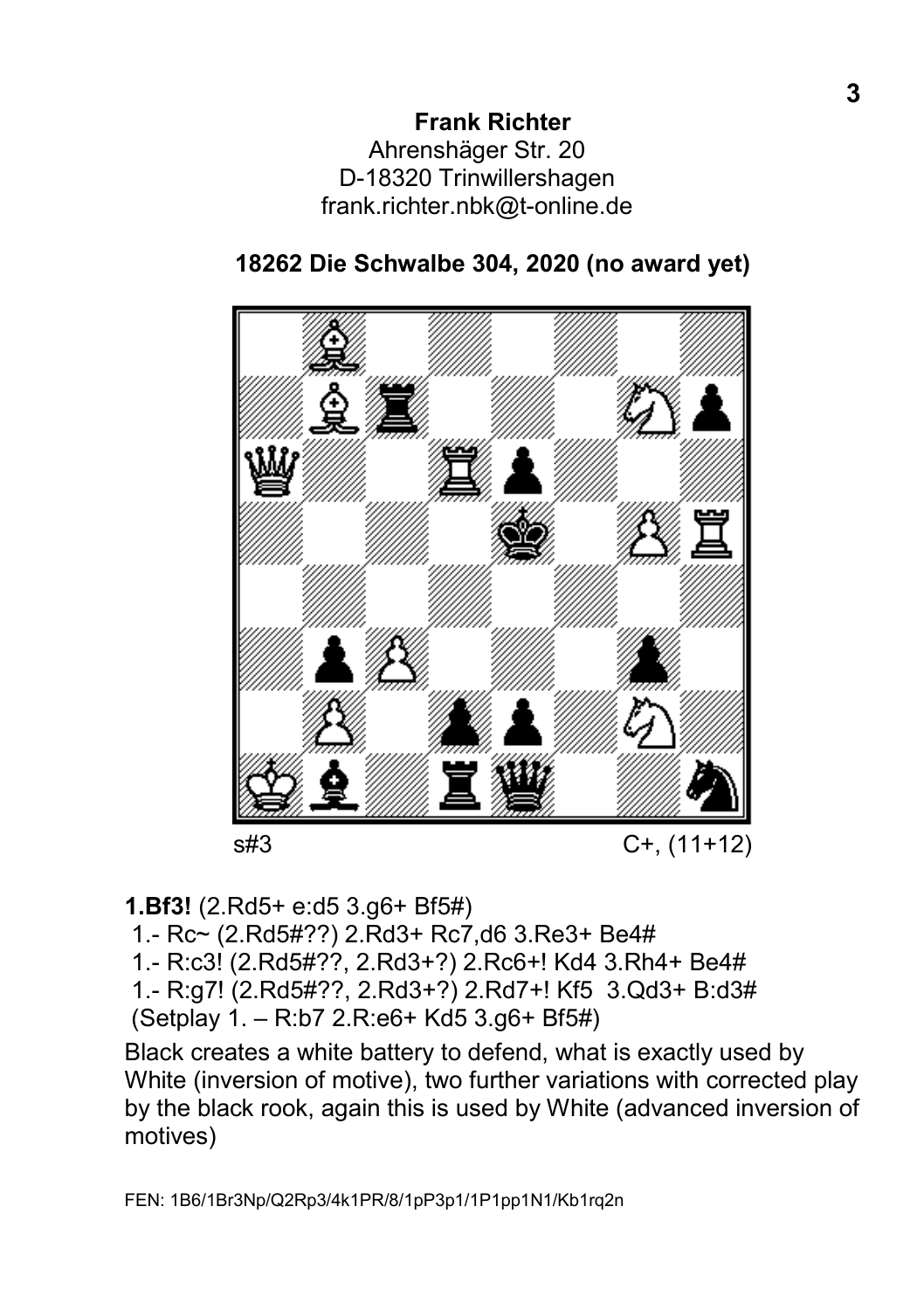**Frank Richter**
Ahrenshäger Str. 20
D-18320 Trinwillershagen
frank.richter.nbk@t-online.de

**18262 Die Schwalbe 304, 2020 (no award yet)**

s#3 C+, (11+12)

**1.Bf3!** (2.Rd5+ e:d5 3.g6+ Bf5#)

1.- Rc~ (2.Rd5#??) 2.Rd3+ Rc7,d6 3.Re3+ Be4#

1.- R:c3! (2.Rd5#??, 2.Rd3+?) 2.Rc6+! Kd4 3.Rh4+ Be4#

1.- R:g7! (2.Rd5#??, 2.Rd3+?) 2.Rd7+! Kf5 3.Qd3+ B:d3#

(Setplay 1. – R:b7 2.R:e6+ Kd5 3.g6+ Bf5#)

Black creates a white battery to defend, what is exactly used by White (inversion of motive), two further variations with corrected play by the black rook, again this is used by White (advanced inversion of motives)

FEN: 1B6/1Br3Np/Q2Rp3/4k1PR/8/1pP3p1/1P1pp1N1/Kb1rq2n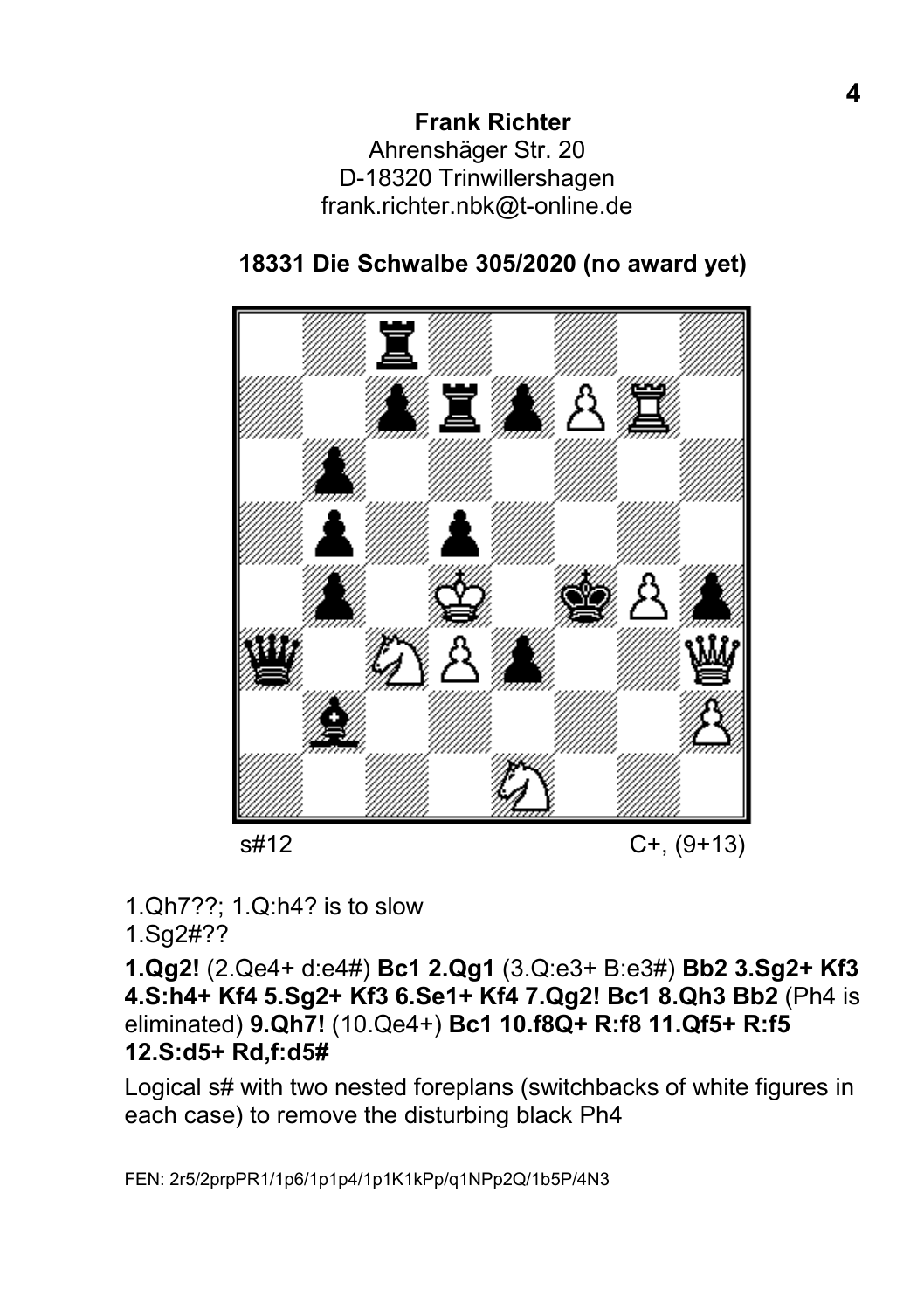**Frank Richter**
Ahrenshäger Str. 20
D-18320 Trinwillershagen
frank.richter.nbk@t-online.de

**18331 Die Schwalbe 305/2020 (no award yet)**

s#12 C+, (9+13)

1.Qh7??; 1.Q:h4? is to slow
1.Sg2#??

**1.Qg2!** (2.Qe4+ d:e4#) **Bc1 2.Qg1** (3.Q:e3+ B:e3#) **Bb2 3.Sg2+ Kf3 4.S:h4+ Kf4 5.Sg2+ Kf3 6.Se1+ Kf4 7.Qg2! Bc1 8.Qh3 Bb2** (Ph4 is eliminated) **9.Qh7!** (10.Qe4+) **Bc1 10.f8Q+ R:f8 11.Qf5+ R:f5 12.S:d5+ Rd,f:d5#**

Logical s# with two nested foreplans (switchbacks of white figures in each case) to remove the disturbing black Ph4

FEN: 2r5/2prpPR1/1p6/1p1p4/1p1K1kPp/q1NPp2Q/1b5P/4N3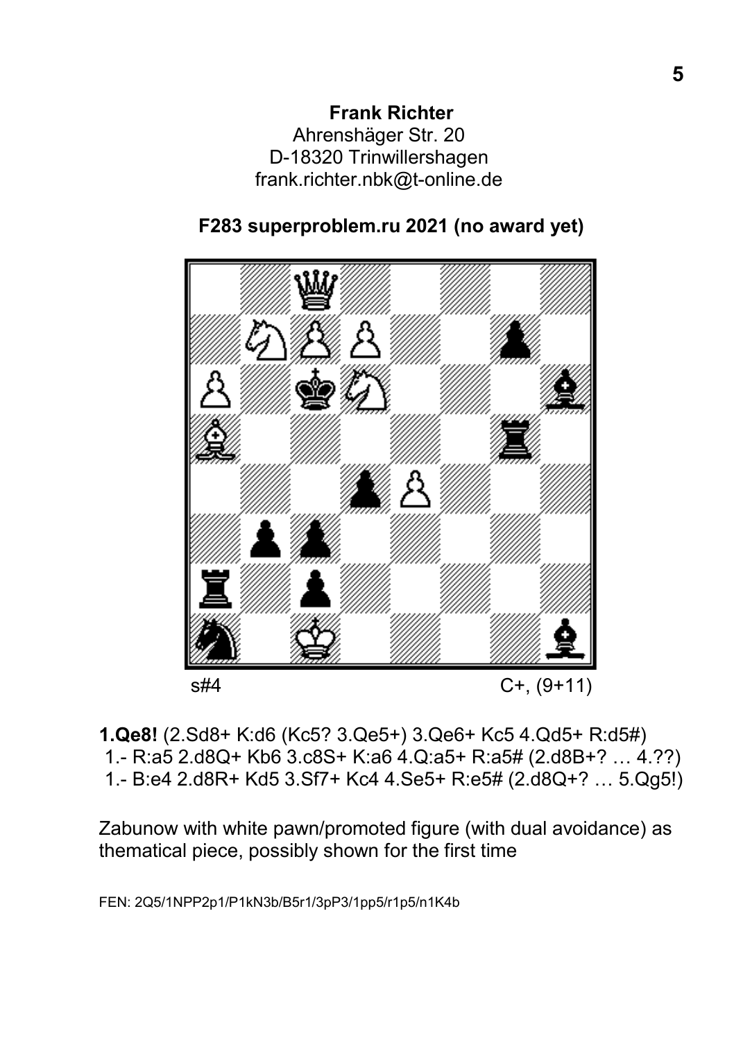**Frank Richter**
Ahrenshäger Str. 20
D-18320 Trinwillershagen
frank.richter.nbk@t-online.de

**F283 superproblem.ru 2021 (no award yet)**

s#4 C+, (9+11)

**1.Qe8!** (2.Sd8+ K:d6 (Kc5? 3.Qe5+) 3.Qe6+ Kc5 4.Qd5+ R:d5#)
1.- R:a5 2.d8Q+ Kb6 3.c8S+ K:a6 4.Q:a5+ R:a5# (2.d8B+? … 4.??)
1.- B:e4 2.d8R+ Kd5 3.Sf7+ Kc4 4.Se5+ R:e5# (2.d8Q+? … 5.Qg5!)

Zabunow with white pawn/promoted figure (with dual avoidance) as thematical piece, possibly shown for the first time

FEN: 2Q5/1NPP2p1/P1kN3b/B5r1/3pP3/1pp5/r1p5/n1K4b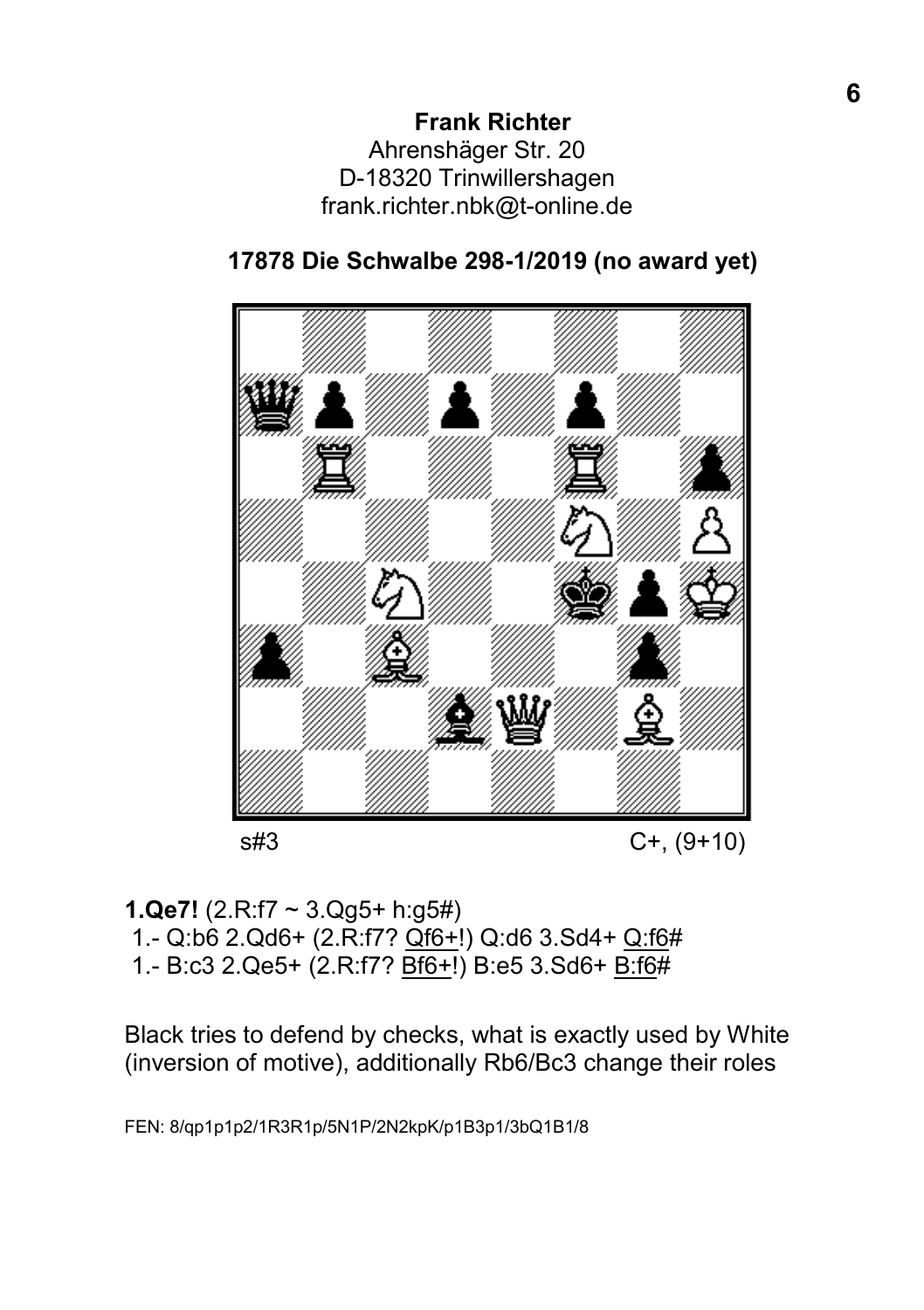**Frank Richter**
Ahrenshäger Str. 20
D-18320 Trinwillershagen
frank.richter.nbk@t-online.de

**17878 Die Schwalbe 298-1/2019 (no award yet)**

s#3 C+, (9+10)

**1.Qe7!** (2.R:f7 ~ 3.Qg5+ h:g5#)
1.- Q:b6 2.Qd6+ (2.R:f7? Qf6+!) Q:d6 3.Sd4+ Q:f6#
1.- B:c3 2.Qe5+ (2.R:f7? Bf6+!) B:e5 3.Sd6+ B:f6#

Black tries to defend by checks, what is exactly used by White (inversion of motive), additionally Rb6/Bc3 change their roles

FEN: 8/qp1p1p2/1R3R1p/5N1P/2N2kpK/p1B3p1/3bQ1B1/8